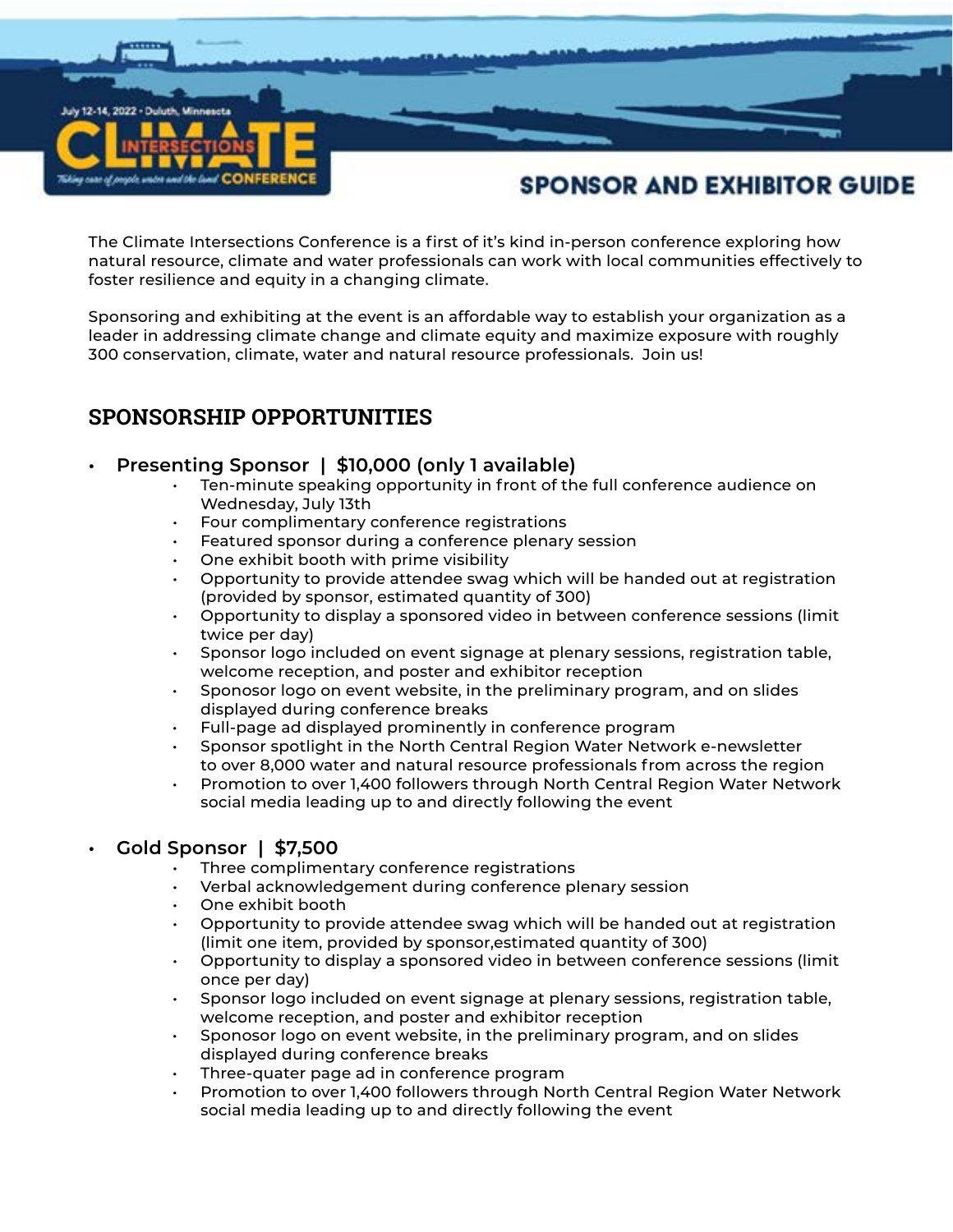July 12-14, 2022 • Duluth, Minnesota

# CLIMATE INTERSECTIONS CONFERENCE

*Taking care of people, water and the land*

## SPONSOR AND EXHIBITOR GUIDE

The Climate Intersections Conference is a first of it's kind in-person conference exploring how natural resource, climate and water professionals can work with local communities effectively to foster resilience and equity in a changing climate.

Sponsoring and exhibiting at the event is an affordable way to establish your organization as a leader in addressing climate change and climate equity and maximize exposure with roughly 300 conservation, climate, water and natural resource professionals. Join us!

## SPONSORSHIP OPPORTUNITIES

- **Presenting Sponsor | $10,000 (only 1 available)**
    - Ten-minute speaking opportunity in front of the full conference audience on Wednesday, July 13th
    - Four complimentary conference registrations
    - Featured sponsor during a conference plenary session
    - One exhibit booth with prime visibility
    - Opportunity to provide attendee swag which will be handed out at registration (provided by sponsor, estimated quantity of 300)
    - Opportunity to display a sponsored video in between conference sessions (limit twice per day)
    - Sponsor logo included on event signage at plenary sessions, registration table, welcome reception, and poster and exhibitor reception
    - Sponosor logo on event website, in the preliminary program, and on slides displayed during conference breaks
    - Full-page ad displayed prominently in conference program
    - Sponsor spotlight in the North Central Region Water Network e-newsletter to over 8,000 water and natural resource professionals from across the region
    - Promotion to over 1,400 followers through North Central Region Water Network social media leading up to and directly following the event

- **Gold Sponsor | $7,500**
    - Three complimentary conference registrations
    - Verbal acknowledgement during conference plenary session
    - One exhibit booth
    - Opportunity to provide attendee swag which will be handed out at registration (limit one item, provided by sponsor,estimated quantity of 300)
    - Opportunity to display a sponsored video in between conference sessions (limit once per day)
    - Sponsor logo included on event signage at plenary sessions, registration table, welcome reception, and poster and exhibitor reception
    - Sponosor logo on event website, in the preliminary program, and on slides displayed during conference breaks
    - Three-quater page ad in conference program
    - Promotion to over 1,400 followers through North Central Region Water Network social media leading up to and directly following the event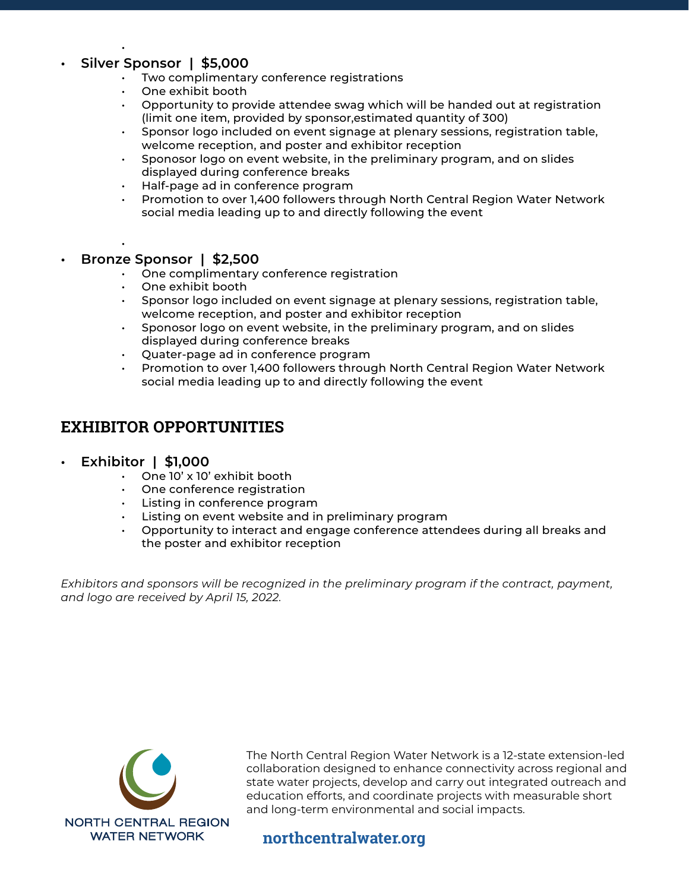- **Silver Sponsor | $5,000**
    - Two complimentary conference registrations
    - One exhibit booth
    - Opportunity to provide attendee swag which will be handed out at registration (limit one item, provided by sponsor,estimated quantity of 300)
    - Sponsor logo included on event signage at plenary sessions, registration table, welcome reception, and poster and exhibitor reception
    - Sponosor logo on event website, in the preliminary program, and on slides displayed during conference breaks
    - Half-page ad in conference program
    - Promotion to over 1,400 followers through North Central Region Water Network social media leading up to and directly following the event

- **Bronze Sponsor | $2,500**
    - One complimentary conference registration
    - One exhibit booth
    - Sponsor logo included on event signage at plenary sessions, registration table, welcome reception, and poster and exhibitor reception
    - Sponosor logo on event website, in the preliminary program, and on slides displayed during conference breaks
    - Quater-page ad in conference program
    - Promotion to over 1,400 followers through North Central Region Water Network social media leading up to and directly following the event

## EXHIBITOR OPPORTUNITIES

- **Exhibitor | $1,000**
    - One 10' x 10' exhibit booth
    - One conference registration
    - Listing in conference program
    - Listing on event website and in preliminary program
    - Opportunity to interact and engage conference attendees during all breaks and the poster and exhibitor reception

*Exhibitors and sponsors will be recognized in the preliminary program if the contract, payment, and logo are received by April 15, 2022.*

NORTH CENTRAL REGION WATER NETWORK

The North Central Region Water Network is a 12-state extension-led collaboration designed to enhance connectivity across regional and state water projects, develop and carry out integrated outreach and education efforts, and coordinate projects with measurable short and long-term environmental and social impacts.

**northcentralwater.org**